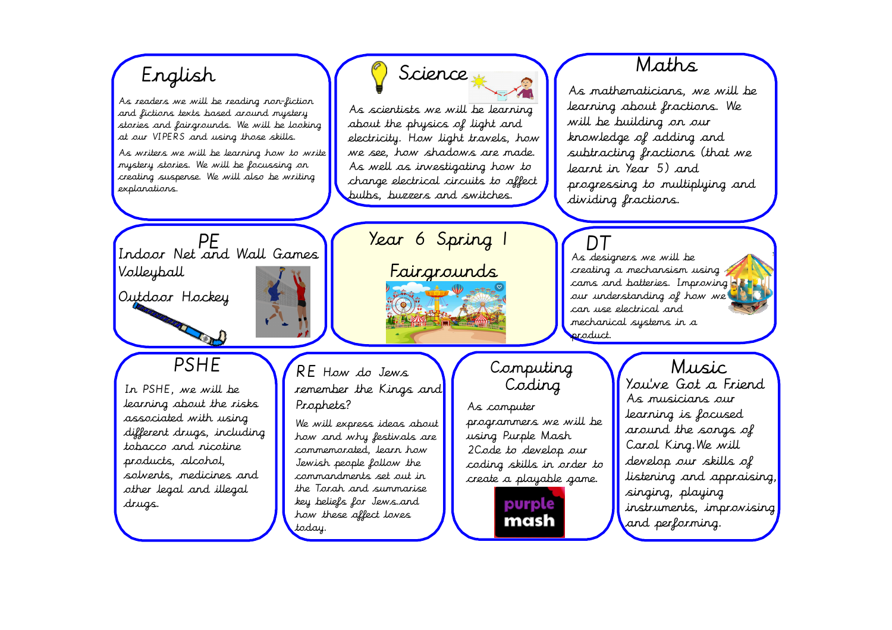# Year 6 Spring 1

## Fairgrounds

## English

As readers we will be reading non-fiction and fictions texts based around mystery stories and fairgrounds. We will be looking at our VIPERS and using those skills.

As writers we will be learning how to write mystery stories. We will be focussing on creating suspense. We will also be writing explanations.

## Science

As scientists we will be learning about the physics of light and electricity. How light travels, how we see, how shadows are made. As well as investigating how to change electrical circuits to affect bulbs, buzzers and switches.

## Maths

As mathematicians, we will be learning about fractions. We will be building on our knowledge of adding and subtracting fractions (that we learnt in Year 5) and progressing to multiplying and dividing fractions.

## PE

Indoor Net and Wall Games

Volleyball

Outdoor Hockey

## DT

As designers we will be creating a mechanism using cams and batteries. Improving our understanding of how we can use electrical and mechanical systems in a product.

## PSHE

In PSHE, we will be learning about the risks associated with using different drugs, including tobacco and nicotine products, alcohol, solvents, medicines and other legal and illegal drugs.

## RE How do Jews remember the Kings and Prophets?

We will express ideas about how and why festivals are commemorated, learn how Jewish people follow the commandments set out in the Torah and summarise key beliefs for Jews and how these affect loves today.

## Computing Coding

As computer programmers we will be using Purple Mash 2Code to develop our coding skills in order to create a playable game.

## Music

You've Got a Friend

As musicians our learning is focused around the songs of Carol King. We will develop our skills of listening and appraising, singing, playing instruments, improvising and performing.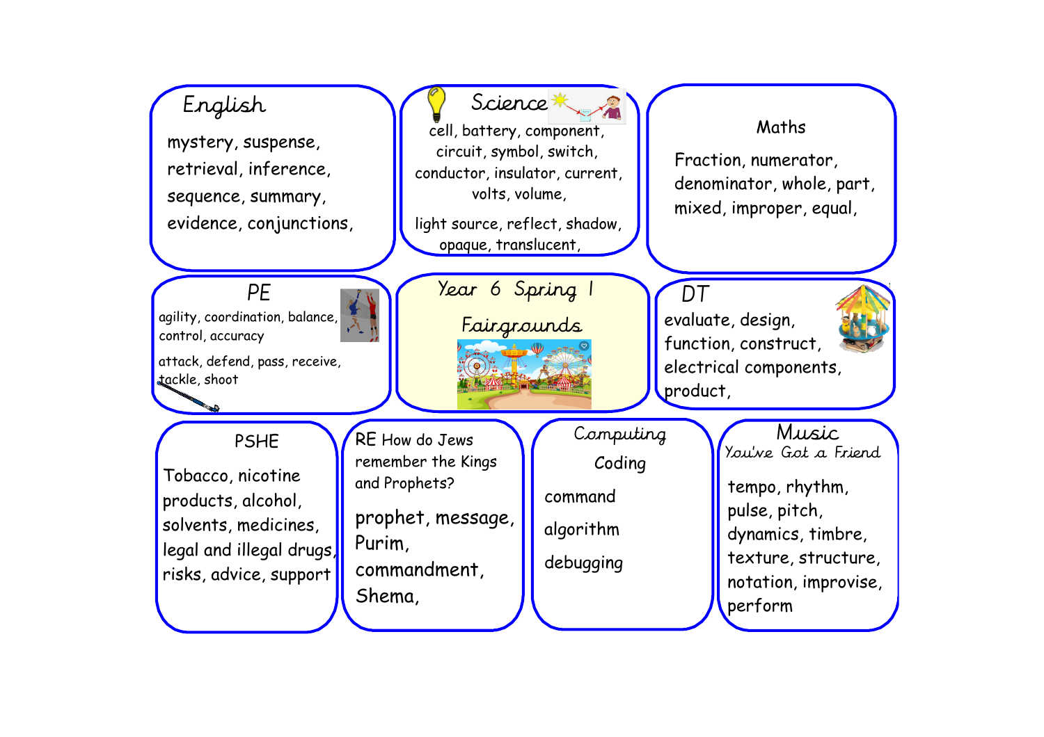## English

mystery, suspense, retrieval, inference, sequence, summary, evidence, conjunctions,

## Science

cell, battery, component, circuit, symbol, switch, conductor, insulator, current, volts, volume,

light source, reflect, shadow, opaque, translucent,

## Maths

Fraction, numerator, denominator, whole, part, mixed, improper, equal,

## PE

agility, coordination, balance, control, accuracy

attack, defend, pass, receive, tackle, shoot

# Year 6 Spring 1

# Fairgrounds

## DT

evaluate, design, function, construct, electrical components, product,

## PSHE

Tobacco, nicotine products, alcohol, solvents, medicines, legal and illegal drugs, risks, advice, support

## RE How do Jews remember the Kings and Prophets?

prophet, message, Purim, commandment, Shema,

## Computing

Coding

command

algorithm

debugging

## Music

*You've Got a Friend*

tempo, rhythm, pulse, pitch, dynamics, timbre, texture, structure, notation, improvise, perform